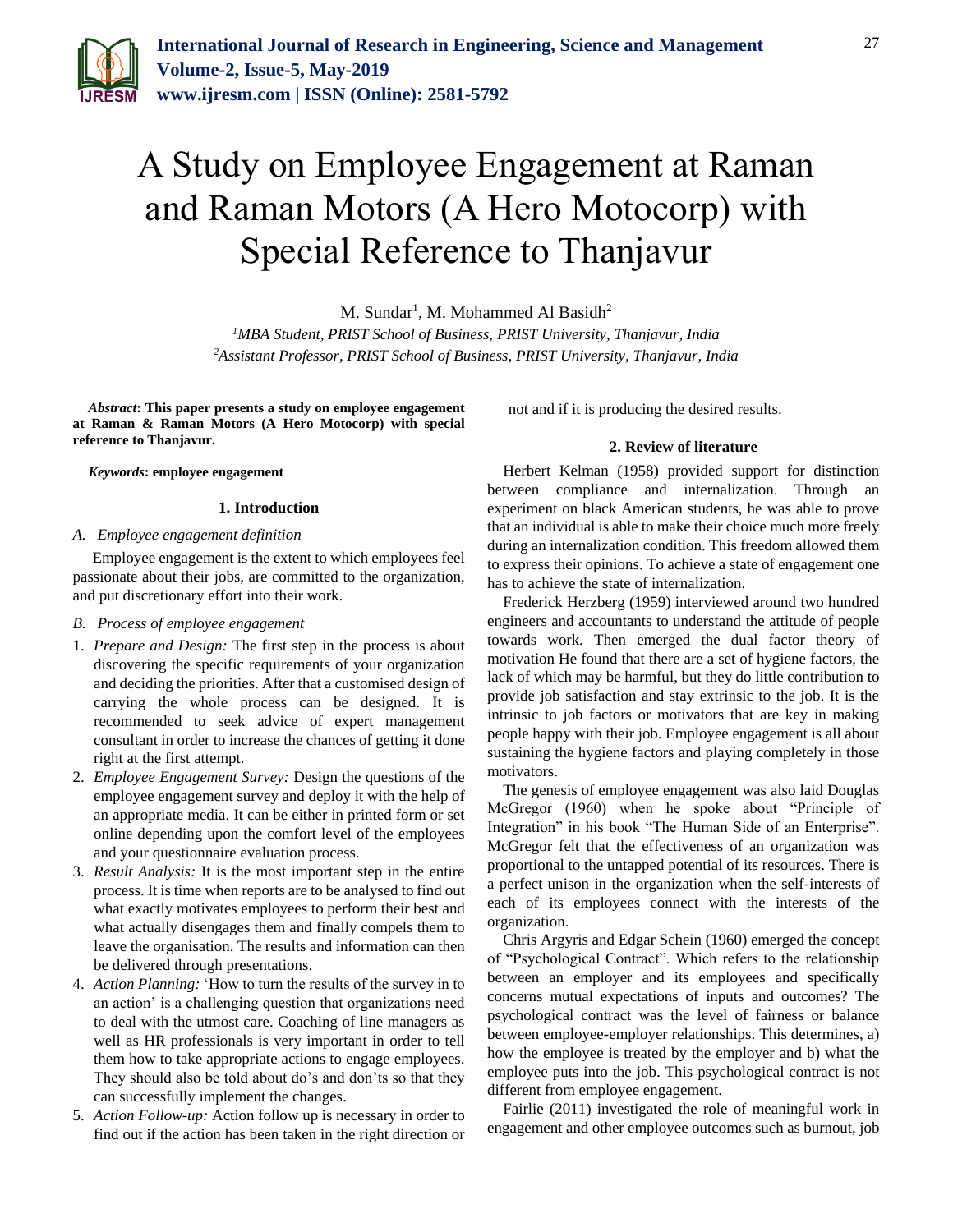# A Study on Employee Engagement at Raman and Raman Motors (A Hero Motocorp) with Special Reference to Thanjavur

M. Sundar[1], M. Mohammed Al Basidh[2]

[1]*MBA Student, PRIST School of Business, PRIST University, Thanjavur, India*
[2]*Assistant Professor, PRIST School of Business, PRIST University, Thanjavur, India*

***Abstract*: This paper presents a study on employee engagement at Raman & Raman Motors (A Hero Motocorp) with special reference to Thanjavur.**

***Keywords*: employee engagement**

## 1. Introduction

### A. Employee engagement definition

Employee engagement is the extent to which employees feel passionate about their jobs, are committed to the organization, and put discretionary effort into their work.

### B. Process of employee engagement

1. *Prepare and Design:* The first step in the process is about discovering the specific requirements of your organization and deciding the priorities. After that a customised design of carrying the whole process can be designed. It is recommended to seek advice of expert management consultant in order to increase the chances of getting it done right at the first attempt.
2. *Employee Engagement Survey:* Design the questions of the employee engagement survey and deploy it with the help of an appropriate media. It can be either in printed form or set online depending upon the comfort level of the employees and your questionnaire evaluation process.
3. *Result Analysis:* It is the most important step in the entire process. It is time when reports are to be analysed to find out what exactly motivates employees to perform their best and what actually disengages them and finally compels them to leave the organisation. The results and information can then be delivered through presentations.
4. *Action Planning:* 'How to turn the results of the survey in to an action' is a challenging question that organizations need to deal with the utmost care. Coaching of line managers as well as HR professionals is very important in order to tell them how to take appropriate actions to engage employees. They should also be told about do's and don'ts so that they can successfully implement the changes.
5. *Action Follow-up:* Action follow up is necessary in order to find out if the action has been taken in the right direction or not and if it is producing the desired results.

## 2. Review of literature

Herbert Kelman (1958) provided support for distinction between compliance and internalization. Through an experiment on black American students, he was able to prove that an individual is able to make their choice much more freely during an internalization condition. This freedom allowed them to express their opinions. To achieve a state of engagement one has to achieve the state of internalization.

Frederick Herzberg (1959) interviewed around two hundred engineers and accountants to understand the attitude of people towards work. Then emerged the dual factor theory of motivation He found that there are a set of hygiene factors, the lack of which may be harmful, but they do little contribution to provide job satisfaction and stay extrinsic to the job. It is the intrinsic to job factors or motivators that are key in making people happy with their job. Employee engagement is all about sustaining the hygiene factors and playing completely in those motivators.

The genesis of employee engagement was also laid Douglas McGregor (1960) when he spoke about "Principle of Integration" in his book "The Human Side of an Enterprise". McGregor felt that the effectiveness of an organization was proportional to the untapped potential of its resources. There is a perfect unison in the organization when the self-interests of each of its employees connect with the interests of the organization.

Chris Argyris and Edgar Schein (1960) emerged the concept of "Psychological Contract". Which refers to the relationship between an employer and its employees and specifically concerns mutual expectations of inputs and outcomes? The psychological contract was the level of fairness or balance between employee-employer relationships. This determines, a) how the employee is treated by the employer and b) what the employee puts into the job. This psychological contract is not different from employee engagement.

Fairlie (2011) investigated the role of meaningful work in engagement and other employee outcomes such as burnout, job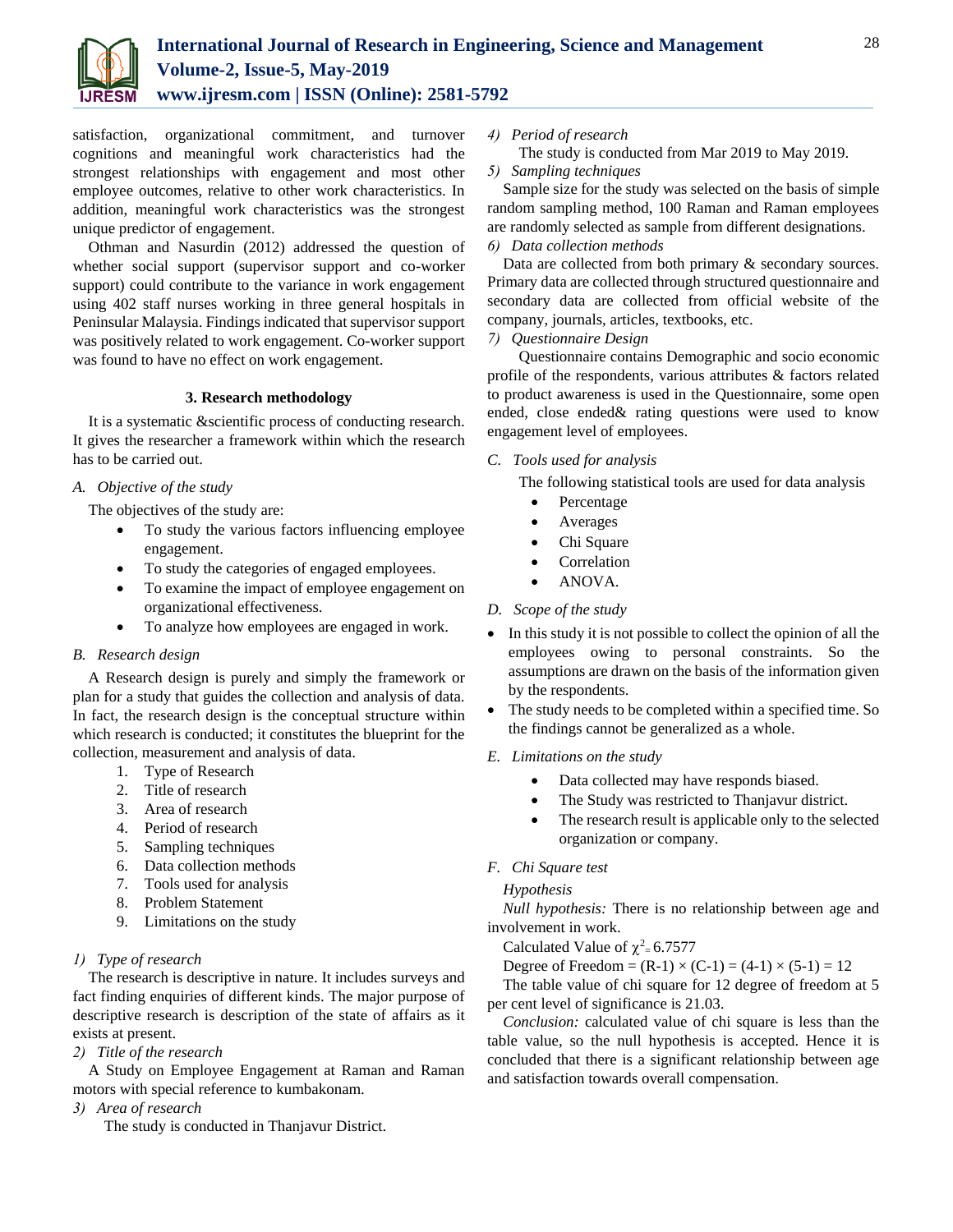satisfaction, organizational commitment, and turnover cognitions and meaningful work characteristics had the strongest relationships with engagement and most other employee outcomes, relative to other work characteristics. In addition, meaningful work characteristics was the strongest unique predictor of engagement.

Othman and Nasurdin (2012) addressed the question of whether social support (supervisor support and co-worker support) could contribute to the variance in work engagement using 402 staff nurses working in three general hospitals in Peninsular Malaysia. Findings indicated that supervisor support was positively related to work engagement. Co-worker support was found to have no effect on work engagement.

## 3. Research methodology

It is a systematic &scientific process of conducting research. It gives the researcher a framework within which the research has to be carried out.

### *A. Objective of the study*

The objectives of the study are:

- To study the various factors influencing employee engagement.
- To study the categories of engaged employees.
- To examine the impact of employee engagement on organizational effectiveness.
- To analyze how employees are engaged in work.

### *B. Research design*

A Research design is purely and simply the framework or plan for a study that guides the collection and analysis of data. In fact, the research design is the conceptual structure within which research is conducted; it constitutes the blueprint for the collection, measurement and analysis of data.

1. Type of Research
2. Title of research
3. Area of research
4. Period of research
5. Sampling techniques
6. Data collection methods
7. Tools used for analysis
8. Problem Statement
9. Limitations on the study

#### *1) Type of research*

The research is descriptive in nature. It includes surveys and fact finding enquiries of different kinds. The major purpose of descriptive research is description of the state of affairs as it exists at present.

#### *2) Title of the research*

A Study on Employee Engagement at Raman and Raman motors with special reference to kumbakonam.

#### *3) Area of research*

The study is conducted in Thanjavur District.

#### *4) Period of research*

The study is conducted from Mar 2019 to May 2019.

#### *5) Sampling techniques*

Sample size for the study was selected on the basis of simple random sampling method, 100 Raman and Raman employees are randomly selected as sample from different designations.

#### *6) Data collection methods*

Data are collected from both primary & secondary sources. Primary data are collected through structured questionnaire and secondary data are collected from official website of the company, journals, articles, textbooks, etc.

#### *7) Questionnaire Design*

Questionnaire contains Demographic and socio economic profile of the respondents, various attributes & factors related to product awareness is used in the Questionnaire, some open ended, close ended& rating questions were used to know engagement level of employees.

### *C. Tools used for analysis*

The following statistical tools are used for data analysis

- Percentage
- Averages
- Chi Square
- Correlation
- ANOVA.

### *D. Scope of the study*

- In this study it is not possible to collect the opinion of all the employees owing to personal constraints. So the assumptions are drawn on the basis of the information given by the respondents.
- The study needs to be completed within a specified time. So the findings cannot be generalized as a whole.

### *E. Limitations on the study*

- Data collected may have responds biased.
- The Study was restricted to Thanjavur district.
- The research result is applicable only to the selected organization or company.

### *F. Chi Square test*

*Hypothesis*

*Null hypothesis:* There is no relationship between age and involvement in work.

Calculated Value of $\chi^2 = 6.7577$

Degree of Freedom = $(R-1) \times (C-1) = (4-1) \times (5-1) = 12$

The table value of chi square for 12 degree of freedom at 5 per cent level of significance is 21.03.

*Conclusion:* calculated value of chi square is less than the table value, so the null hypothesis is accepted. Hence it is concluded that there is a significant relationship between age and satisfaction towards overall compensation.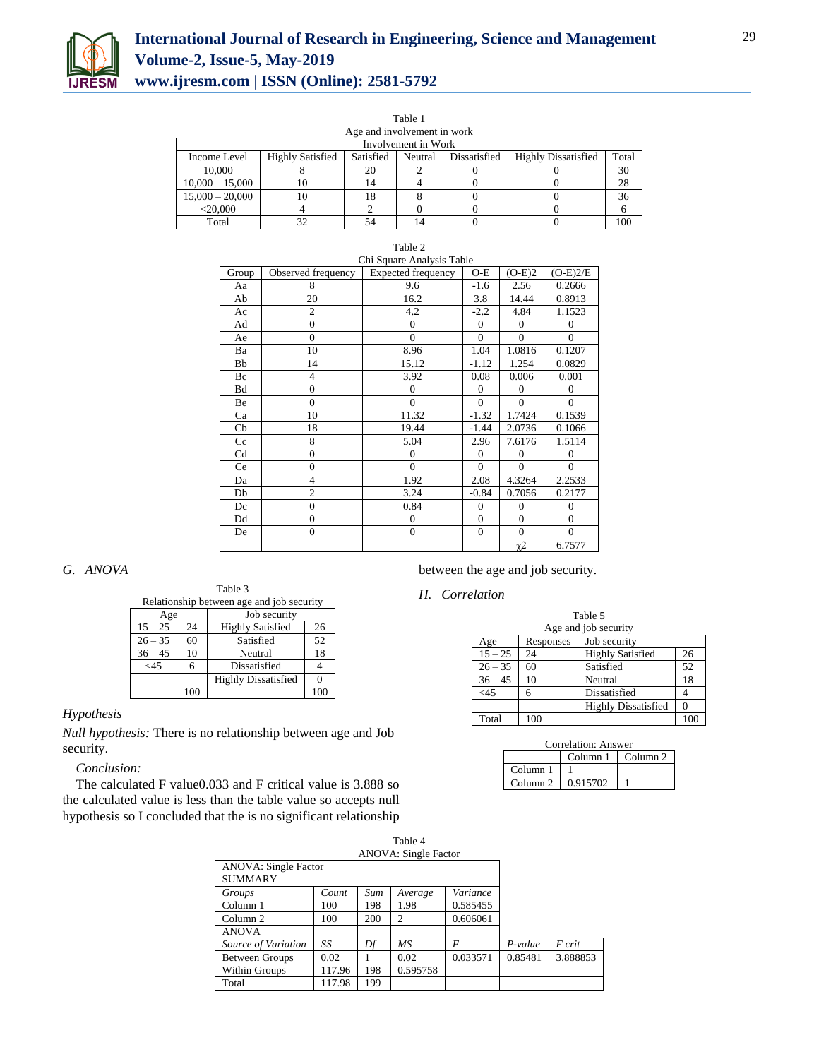Table 1

Age and involvement in work

| | Involvement in Work | | | | | |
|---|---|---|---|---|---|---|
| Income Level | Highly Satisfied | Satisfied | Neutral | Dissatisfied | Highly Dissatisfied | Total |
| 10,000 | 8 | 20 | 2 | 0 | 0 | 30 |
| 10,000 – 15,000 | 10 | 14 | 4 | 0 | 0 | 28 |
| 15,000 – 20,000 | 10 | 18 | 8 | 0 | 0 | 36 |
| <20,000 | 4 | 2 | 0 | 0 | 0 | 6 |
| Total | 32 | 54 | 14 | 0 | 0 | 100 |

Table 2

Chi Square Analysis Table

| Group | Observed frequency | Expected frequency | O-E | (O-E)2 | (O-E)2/E |
|---|---|---|---|---|---|
| Aa | 8 | 9.6 | -1.6 | 2.56 | 0.2666 |
| Ab | 20 | 16.2 | 3.8 | 14.44 | 0.8913 |
| Ac | 2 | 4.2 | -2.2 | 4.84 | 1.1523 |
| Ad | 0 | 0 | 0 | 0 | 0 |
| Ae | 0 | 0 | 0 | 0 | 0 |
| Ba | 10 | 8.96 | 1.04 | 1.0816 | 0.1207 |
| Bb | 14 | 15.12 | -1.12 | 1.254 | 0.0829 |
| Bc | 4 | 3.92 | 0.08 | 0.006 | 0.001 |
| Bd | 0 | 0 | 0 | 0 | 0 |
| Be | 0 | 0 | 0 | 0 | 0 |
| Ca | 10 | 11.32 | -1.32 | 1.7424 | 0.1539 |
| Cb | 18 | 19.44 | -1.44 | 2.0736 | 0.1066 |
| Cc | 8 | 5.04 | 2.96 | 7.6176 | 1.5114 |
| Cd | 0 | 0 | 0 | 0 | 0 |
| Ce | 0 | 0 | 0 | 0 | 0 |
| Da | 4 | 1.92 | 2.08 | 4.3264 | 2.2533 |
| Db | 2 | 3.24 | -0.84 | 0.7056 | 0.2177 |
| Dc | 0 | 0.84 | 0 | 0 | 0 |
| Dd | 0 | 0 | 0 | 0 | 0 |
| De | 0 | 0 | 0 | 0 | 0 |
| | | | | $\chi 2$ | 6.7577 |

### *G. ANOVA*

Table 3

Relationship between age and job security

| Age | | Job security | |
|---|---|---|---|
| 15 – 25 | 24 | Highly Satisfied | 26 |
| 26 – 35 | 60 | Satisfied | 52 |
| 36 – 45 | 10 | Neutral | 18 |
| <45 | 6 | Dissatisfied | 4 |
| | | Highly Dissatisfied | 0 |
| | 100 | | 100 |

*Hypothesis*

*Null hypothesis:* There is no relationship between age and Job security.

*Conclusion:*

The calculated F value0.033 and F critical value is 3.888 so the calculated value is less than the table value so accepts null hypothesis so I concluded that the is no significant relationship between the age and job security.

### *H. Correlation*

Table 5

Age and job security

| Age | Responses | Job security | |
|---|---|---|---|
| 15 – 25 | 24 | Highly Satisfied | 26 |
| 26 – 35 | 60 | Satisfied | 52 |
| 36 – 45 | 10 | Neutral | 18 |
| <45 | 6 | Dissatisfied | 4 |
| | | Highly Dissatisfied | 0 |
| Total | 100 | | 100 |

Correlation: Answer

| | Column 1 | Column 2 |
|---|---|---|
| Column 1 | 1 | |
| Column 2 | 0.915702 | 1 |

Table 4

ANOVA: Single Factor

| ANOVA: Single Factor | | | | | | |
|---|---|---|---|---|---|---|
| SUMMARY | | | | | | |
| *Groups* | *Count* | *Sum* | *Average* | *Variance* | | |
| Column 1 | 100 | 198 | 1.98 | 0.585455 | | |
| Column 2 | 100 | 200 | 2 | 0.606061 | | |
| ANOVA | | | | | | |
| *Source of Variation* | *SS* | *Df* | *MS* | *F* | *P-value* | *F crit* |
| Between Groups | 0.02 | 1 | 0.02 | 0.033571 | 0.85481 | 3.888853 |
| Within Groups | 117.96 | 198 | 0.595758 | | | |
| Total | 117.98 | 199 | | | | |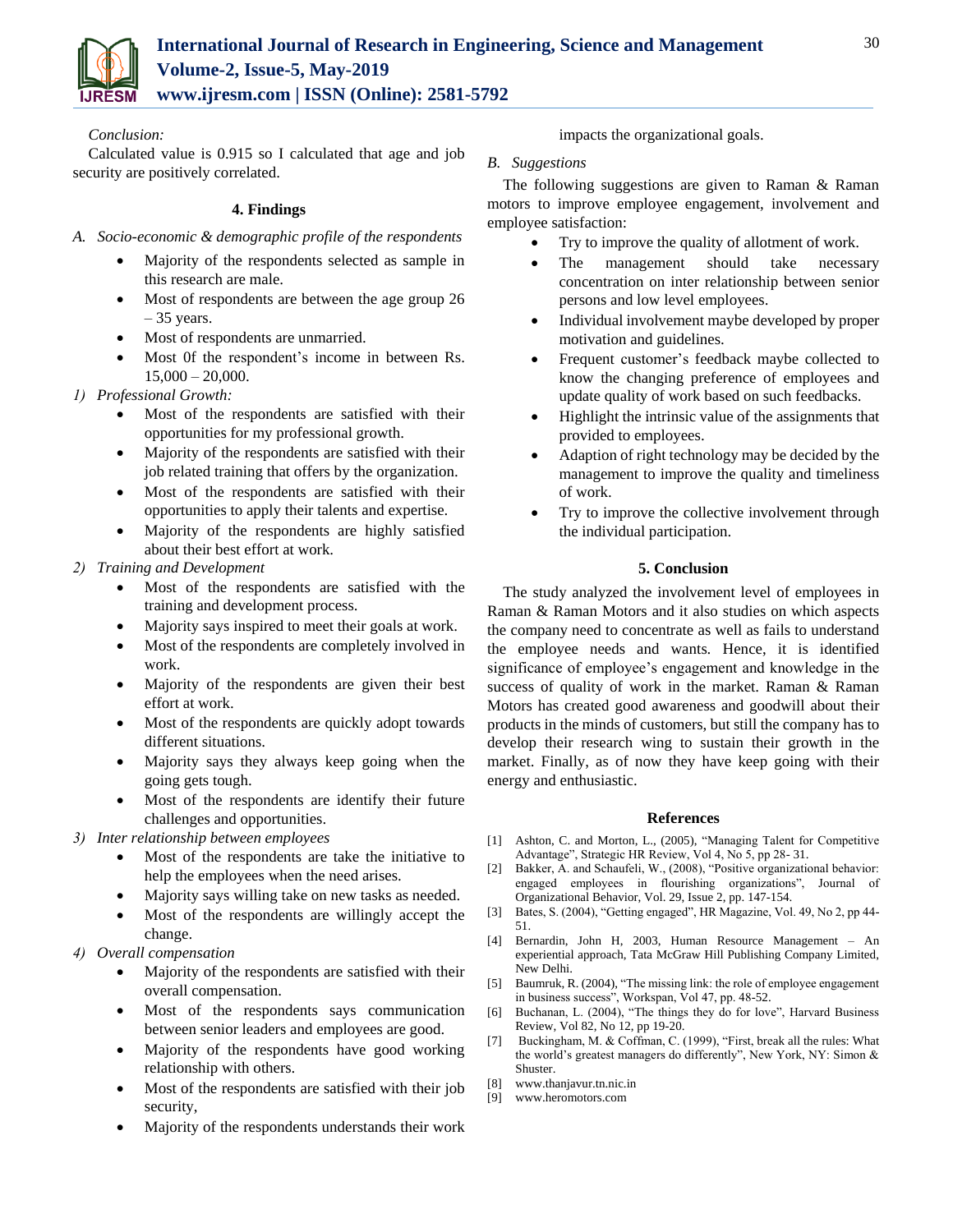*Conclusion:*

Calculated value is 0.915 so I calculated that age and job security are positively correlated.

## 4. Findings

*A. Socio-economic & demographic profile of the respondents*

- Majority of the respondents selected as sample in this research are male.
- Most of respondents are between the age group 26 – 35 years.
- Most of respondents are unmarried.
- Most 0f the respondent's income in between Rs. 15,000 – 20,000.

*1) Professional Growth:*

- Most of the respondents are satisfied with their opportunities for my professional growth.
- Majority of the respondents are satisfied with their job related training that offers by the organization.
- Most of the respondents are satisfied with their opportunities to apply their talents and expertise.
- Majority of the respondents are highly satisfied about their best effort at work.

*2) Training and Development*

- Most of the respondents are satisfied with the training and development process.
- Majority says inspired to meet their goals at work.
- Most of the respondents are completely involved in work.
- Majority of the respondents are given their best effort at work.
- Most of the respondents are quickly adopt towards different situations.
- Majority says they always keep going when the going gets tough.
- Most of the respondents are identify their future challenges and opportunities.

*3) Inter relationship between employees*

- Most of the respondents are take the initiative to help the employees when the need arises.
- Majority says willing take on new tasks as needed.
- Most of the respondents are willingly accept the change.

*4) Overall compensation*

- Majority of the respondents are satisfied with their overall compensation.
- Most of the respondents says communication between senior leaders and employees are good.
- Majority of the respondents have good working relationship with others.
- Most of the respondents are satisfied with their job security,
- Majority of the respondents understands their work impacts the organizational goals.

*B. Suggestions*

The following suggestions are given to Raman & Raman motors to improve employee engagement, involvement and employee satisfaction:

- Try to improve the quality of allotment of work.
- The management should take necessary concentration on inter relationship between senior persons and low level employees.
- Individual involvement maybe developed by proper motivation and guidelines.
- Frequent customer's feedback maybe collected to know the changing preference of employees and update quality of work based on such feedbacks.
- Highlight the intrinsic value of the assignments that provided to employees.
- Adaption of right technology may be decided by the management to improve the quality and timeliness of work.
- Try to improve the collective involvement through the individual participation.

## 5. Conclusion

The study analyzed the involvement level of employees in Raman & Raman Motors and it also studies on which aspects the company need to concentrate as well as fails to understand the employee needs and wants. Hence, it is identified significance of employee's engagement and knowledge in the success of quality of work in the market. Raman & Raman Motors has created good awareness and goodwill about their products in the minds of customers, but still the company has to develop their research wing to sustain their growth in the market. Finally, as of now they have keep going with their energy and enthusiastic.

## References

[1] Ashton, C. and Morton, L., (2005), "Managing Talent for Competitive Advantage", Strategic HR Review, Vol 4, No 5, pp 28- 31.
[2] Bakker, A. and Schaufeli, W., (2008), "Positive organizational behavior: engaged employees in flourishing organizations", Journal of Organizational Behavior, Vol. 29, Issue 2, pp. 147-154.
[3] Bates, S. (2004), "Getting engaged", HR Magazine, Vol. 49, No 2, pp 44-51.
[4] Bernardin, John H, 2003, Human Resource Management – An experiential approach, Tata McGraw Hill Publishing Company Limited, New Delhi.
[5] Baumruk, R. (2004), "The missing link: the role of employee engagement in business success", Workspan, Vol 47, pp. 48-52.
[6] Buchanan, L. (2004), "The things they do for love", Harvard Business Review, Vol 82, No 12, pp 19-20.
[7] Buckingham, M. & Coffman, C. (1999), "First, break all the rules: What the world's greatest managers do differently", New York, NY: Simon & Shuster.
[8] www.thanjavur.tn.nic.in
[9] www.heromotors.com